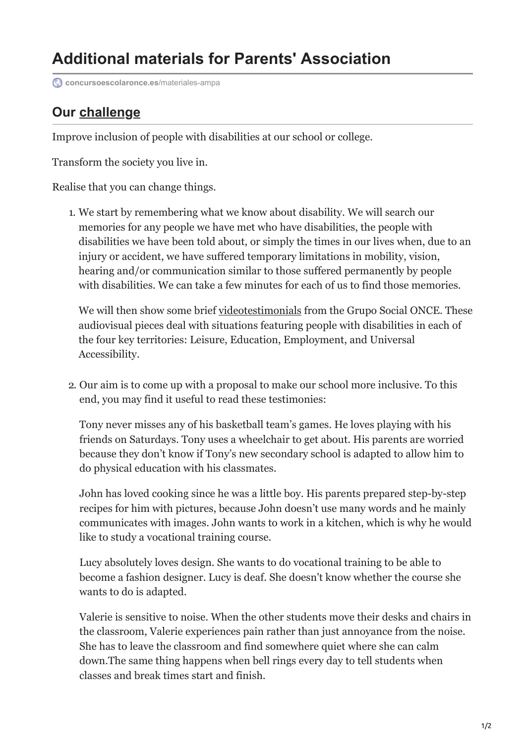# Additional materials for Parents' Association

concursoescolaronce.es/materiales-ampa

## Our challenge

Improve inclusion of people with disabilities at our school or college.

Transform the society you live in.

Realise that you can change things.

1. We start by remembering what we know about disability. We will search our memories for any people we have met who have disabilities, the people with disabilities we have been told about, or simply the times in our lives when, due to an injury or accident, we have suffered temporary limitations in mobility, vision, hearing and/or communication similar to those suffered permanently by people with disabilities. We can take a few minutes for each of us to find those memories.

   We will then show some brief videotestimonials from the Grupo Social ONCE. These audiovisual pieces deal with situations featuring people with disabilities in each of the four key territories: Leisure, Education, Employment, and Universal Accessibility.

2. Our aim is to come up with a proposal to make our school more inclusive. To this end, you may find it useful to read these testimonies:

   Tony never misses any of his basketball team's games. He loves playing with his friends on Saturdays. Tony uses a wheelchair to get about. His parents are worried because they don't know if Tony's new secondary school is adapted to allow him to do physical education with his classmates.

   John has loved cooking since he was a little boy. His parents prepared step-by-step recipes for him with pictures, because John doesn't use many words and he mainly communicates with images. John wants to work in a kitchen, which is why he would like to study a vocational training course.

   Lucy absolutely loves design. She wants to do vocational training to be able to become a fashion designer. Lucy is deaf. She doesn't know whether the course she wants to do is adapted.

   Valerie is sensitive to noise. When the other students move their desks and chairs in the classroom, Valerie experiences pain rather than just annoyance from the noise. She has to leave the classroom and find somewhere quiet where she can calm down.The same thing happens when bell rings every day to tell students when classes and break times start and finish.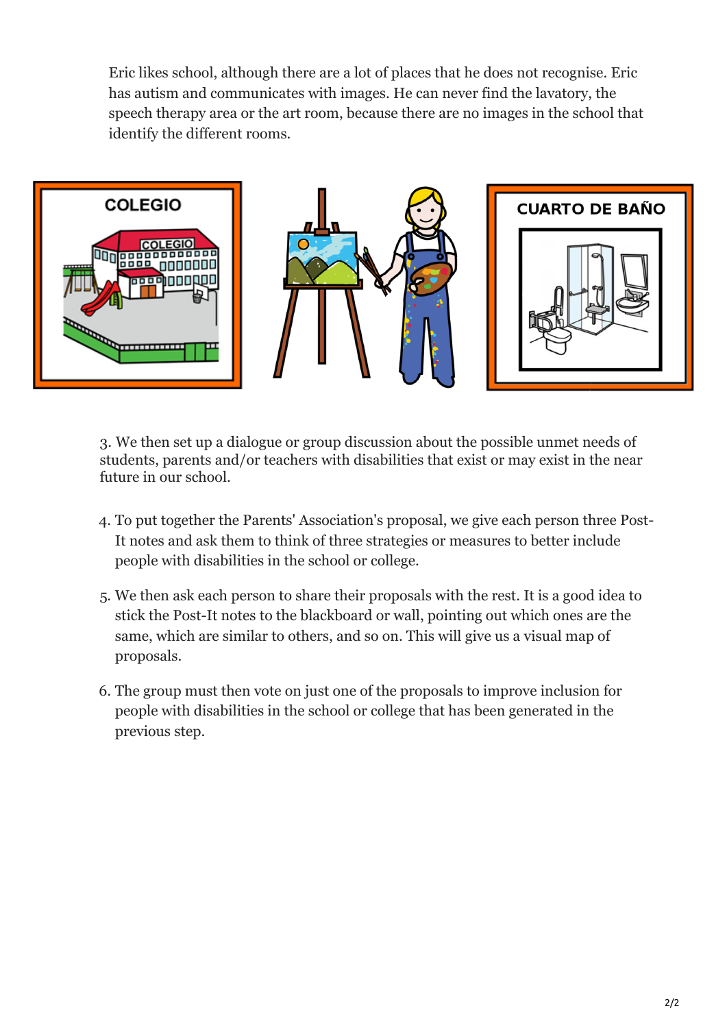Eric likes school, although there are a lot of places that he does not recognise. Eric has autism and communicates with images. He can never find the lavatory, the speech therapy area or the art room, because there are no images in the school that identify the different rooms.

3. We then set up a dialogue or group discussion about the possible unmet needs of students, parents and/or teachers with disabilities that exist or may exist in the near future in our school.

4. To put together the Parents' Association's proposal, we give each person three Post-It notes and ask them to think of three strategies or measures to better include people with disabilities in the school or college.

5. We then ask each person to share their proposals with the rest. It is a good idea to stick the Post-It notes to the blackboard or wall, pointing out which ones are the same, which are similar to others, and so on. This will give us a visual map of proposals.

6. The group must then vote on just one of the proposals to improve inclusion for people with disabilities in the school or college that has been generated in the previous step.